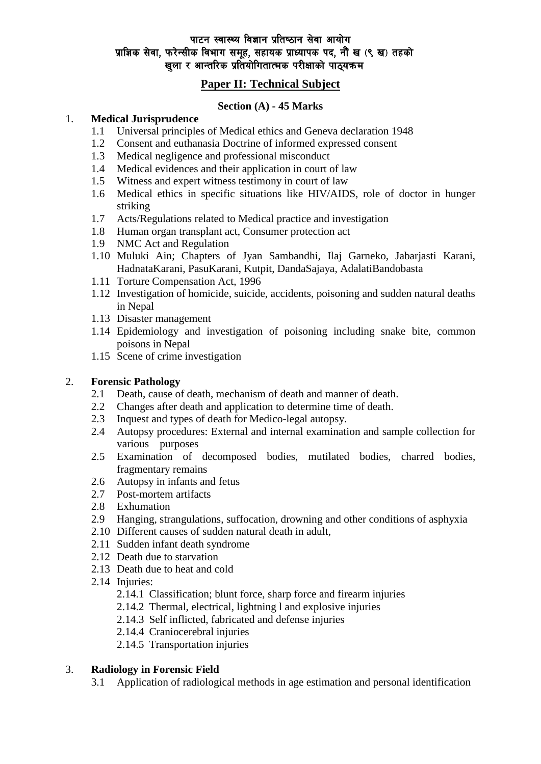# पाटन स्वास्थ्य विज्ञान प्रतिष्ठान सेवा आयोग
## प्राज्ञिक सेवा, फरेन्सीक विभाग समूह, सहायक प्राध्यापक पद, नौं ख (९ ख) तहको
## खुला र आन्तरिक प्रतियोगितात्मक परीक्षाको पाठ्यक्रम

## Paper II: Technical Subject

### Section (A) - 45 Marks

1. **Medical Jurisprudence**
   - 1.1 Universal principles of Medical ethics and Geneva declaration 1948
   - 1.2 Consent and euthanasia Doctrine of informed expressed consent
   - 1.3 Medical negligence and professional misconduct
   - 1.4 Medical evidences and their application in court of law
   - 1.5 Witness and expert witness testimony in court of law
   - 1.6 Medical ethics in specific situations like HIV/AIDS, role of doctor in hunger striking
   - 1.7 Acts/Regulations related to Medical practice and investigation
   - 1.8 Human organ transplant act, Consumer protection act
   - 1.9 NMC Act and Regulation
   - 1.10 Muluki Ain; Chapters of Jyan Sambandhi, Ilaj Garneko, Jabarjasti Karani, HadnataKarani, PasuKarani, Kutpit, DandaSajaya, AdalatiBandobasta
   - 1.11 Torture Compensation Act, 1996
   - 1.12 Investigation of homicide, suicide, accidents, poisoning and sudden natural deaths in Nepal
   - 1.13 Disaster management
   - 1.14 Epidemiology and investigation of poisoning including snake bite, common poisons in Nepal
   - 1.15 Scene of crime investigation

2. **Forensic Pathology**
   - 2.1 Death, cause of death, mechanism of death and manner of death.
   - 2.2 Changes after death and application to determine time of death.
   - 2.3 Inquest and types of death for Medico-legal autopsy.
   - 2.4 Autopsy procedures: External and internal examination and sample collection for various purposes
   - 2.5 Examination of decomposed bodies, mutilated bodies, charred bodies, fragmentary remains
   - 2.6 Autopsy in infants and fetus
   - 2.7 Post-mortem artifacts
   - 2.8 Exhumation
   - 2.9 Hanging, strangulations, suffocation, drowning and other conditions of asphyxia
   - 2.10 Different causes of sudden natural death in adult,
   - 2.11 Sudden infant death syndrome
   - 2.12 Death due to starvation
   - 2.13 Death due to heat and cold
   - 2.14 Injuries:
     - 2.14.1 Classification; blunt force, sharp force and firearm injuries
     - 2.14.2 Thermal, electrical, lightning l and explosive injuries
     - 2.14.3 Self inflicted, fabricated and defense injuries
     - 2.14.4 Craniocerebral injuries
     - 2.14.5 Transportation injuries

3. **Radiology in Forensic Field**
   - 3.1 Application of radiological methods in age estimation and personal identification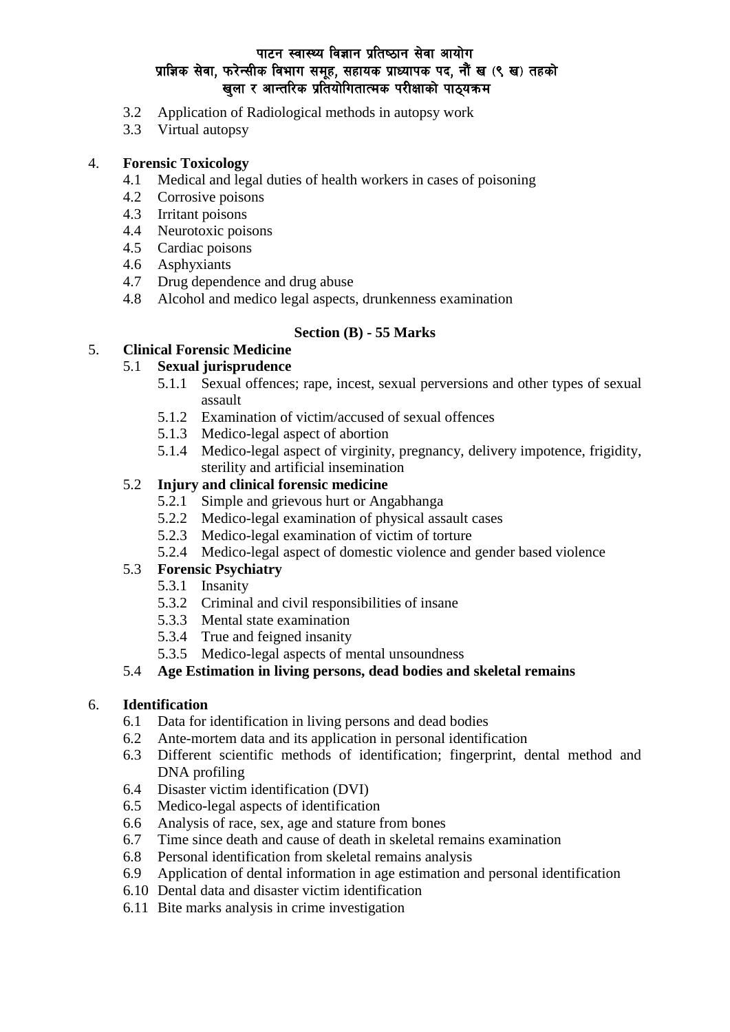3.2 Application of Radiological methods in autopsy work
3.3 Virtual autopsy

4. **Forensic Toxicology**
   - 4.1 Medical and legal duties of health workers in cases of poisoning
   - 4.2 Corrosive poisons
   - 4.3 Irritant poisons
   - 4.4 Neurotoxic poisons
   - 4.5 Cardiac poisons
   - 4.6 Asphyxiants
   - 4.7 Drug dependence and drug abuse
   - 4.8 Alcohol and medico legal aspects, drunkenness examination

**Section (B) - 55 Marks**

5. **Clinical Forensic Medicine**
   - 5.1 **Sexual jurisprudence**
     - 5.1.1 Sexual offences; rape, incest, sexual perversions and other types of sexual assault
     - 5.1.2 Examination of victim/accused of sexual offences
     - 5.1.3 Medico-legal aspect of abortion
     - 5.1.4 Medico-legal aspect of virginity, pregnancy, delivery impotence, frigidity, sterility and artificial insemination
   - 5.2 **Injury and clinical forensic medicine**
     - 5.2.1 Simple and grievous hurt or Angabhanga
     - 5.2.2 Medico-legal examination of physical assault cases
     - 5.2.3 Medico-legal examination of victim of torture
     - 5.2.4 Medico-legal aspect of domestic violence and gender based violence
   - 5.3 **Forensic Psychiatry**
     - 5.3.1 Insanity
     - 5.3.2 Criminal and civil responsibilities of insane
     - 5.3.3 Mental state examination
     - 5.3.4 True and feigned insanity
     - 5.3.5 Medico-legal aspects of mental unsoundness
   - 5.4 **Age Estimation in living persons, dead bodies and skeletal remains**

6. **Identification**
   - 6.1 Data for identification in living persons and dead bodies
   - 6.2 Ante-mortem data and its application in personal identification
   - 6.3 Different scientific methods of identification; fingerprint, dental method and DNA profiling
   - 6.4 Disaster victim identification (DVI)
   - 6.5 Medico-legal aspects of identification
   - 6.6 Analysis of race, sex, age and stature from bones
   - 6.7 Time since death and cause of death in skeletal remains examination
   - 6.8 Personal identification from skeletal remains analysis
   - 6.9 Application of dental information in age estimation and personal identification
   - 6.10 Dental data and disaster victim identification
   - 6.11 Bite marks analysis in crime investigation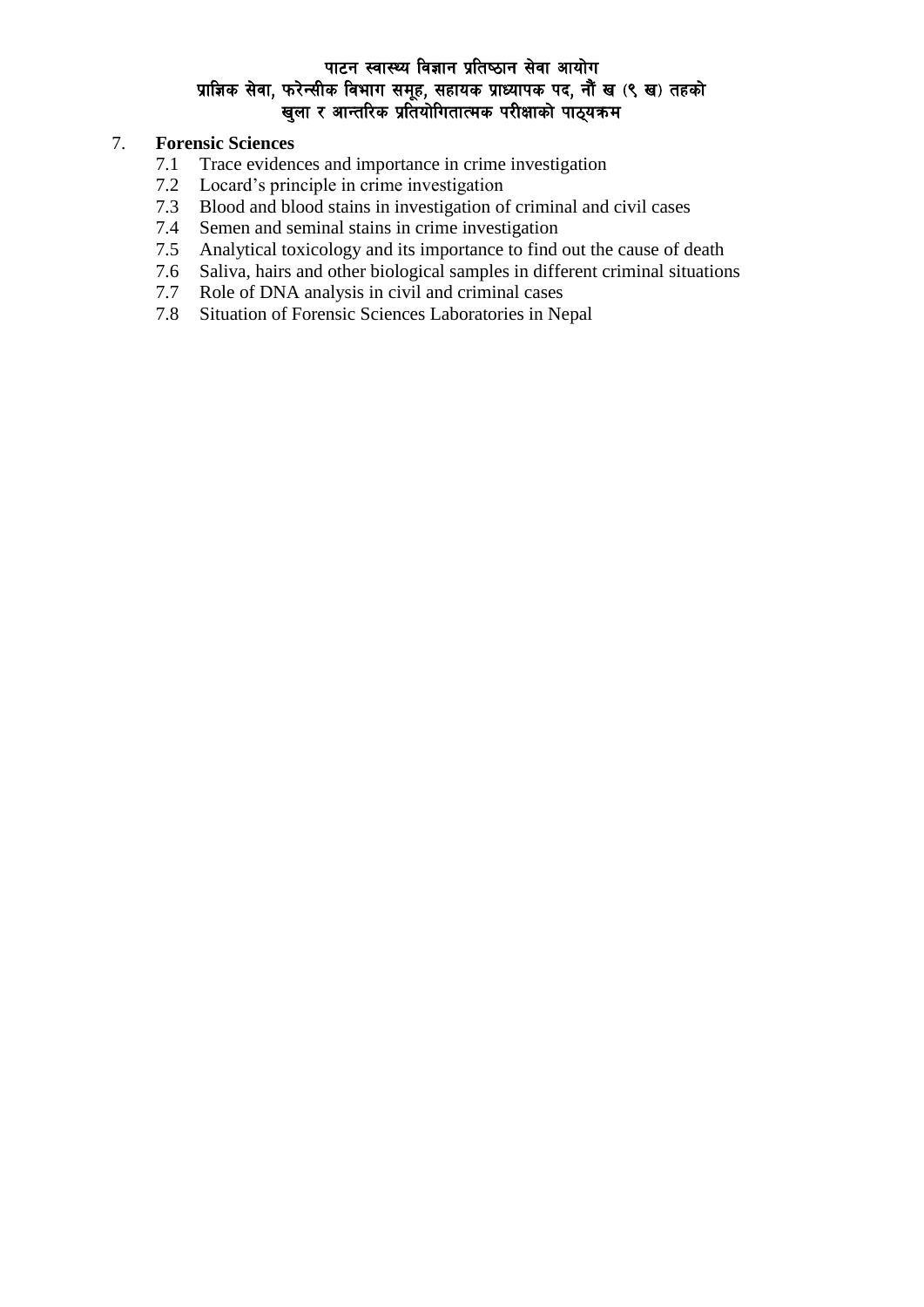7. **Forensic Sciences**
    - 7.1 Trace evidences and importance in crime investigation
    - 7.2 Locard's principle in crime investigation
    - 7.3 Blood and blood stains in investigation of criminal and civil cases
    - 7.4 Semen and seminal stains in crime investigation
    - 7.5 Analytical toxicology and its importance to find out the cause of death
    - 7.6 Saliva, hairs and other biological samples in different criminal situations
    - 7.7 Role of DNA analysis in civil and criminal cases
    - 7.8 Situation of Forensic Sciences Laboratories in Nepal